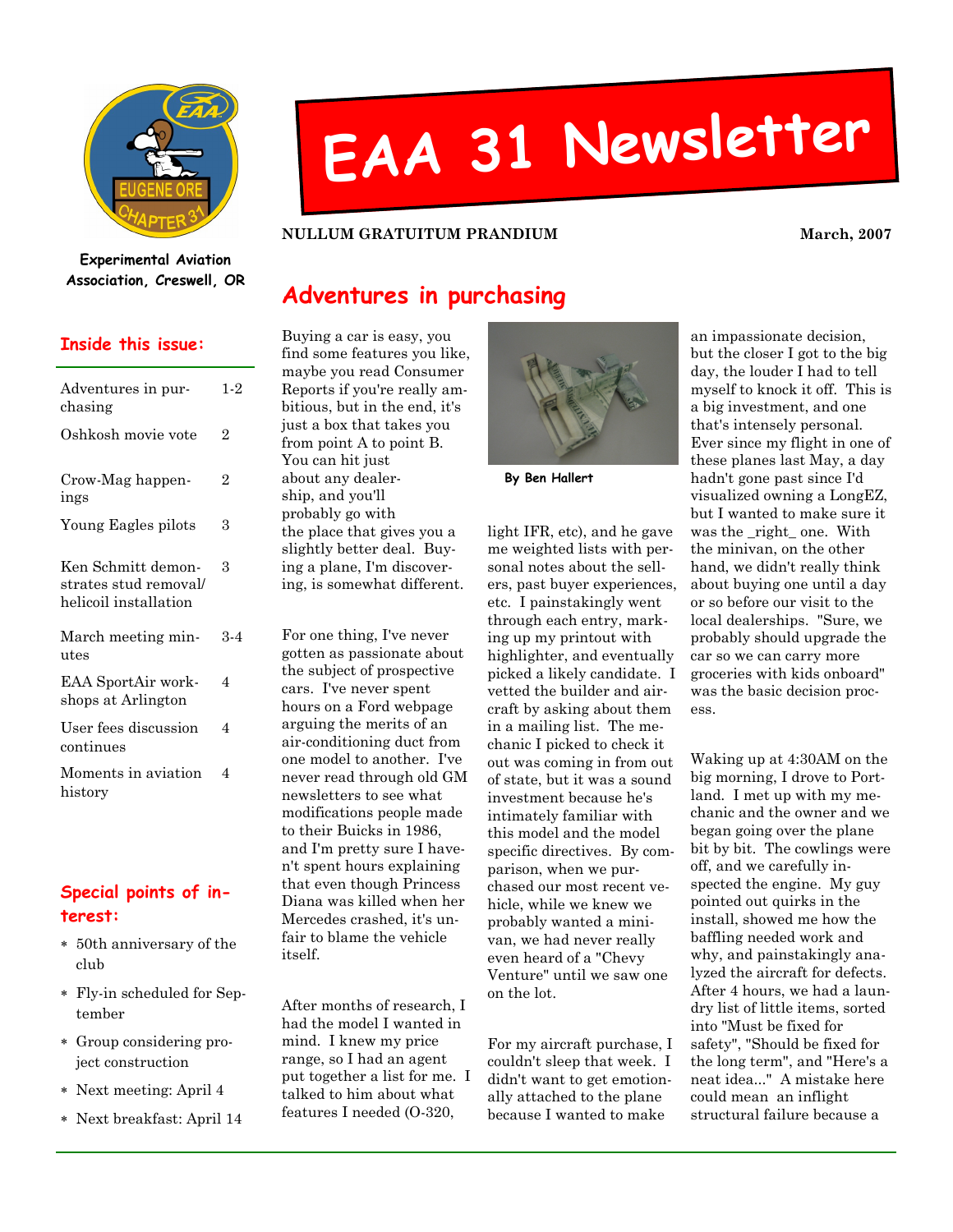# EAA 31 Newsletter

**Experimental Aviation Association, Creswell, OR**

**NULLUM GRATUITUM PRANDIUM** **March, 2007**

## Inside this issue:

| | |
|---|---|
| Adventures in purchasing | 1-2 |
| Oshkosh movie vote | 2 |
| Crow-Mag happenings | 2 |
| Young Eagles pilots | 3 |
| Ken Schmitt demonstrates stud removal/ helicoil installation | 3 |
| March meeting minutes | 3-4 |
| EAA SportAir workshops at Arlington | 4 |
| User fees discussion continues | 4 |
| Moments in aviation history | 4 |

## Special points of interest:

- 50th anniversary of the club
- Fly-in scheduled for September
- Group considering project construction
- Next meeting: April 4
- Next breakfast: April 14

## Adventures in purchasing

**By Ben Hallert**

Buying a car is easy, you find some features you like, maybe you read Consumer Reports if you're really ambitious, but in the end, it's just a box that takes you from point A to point B. You can hit just about any dealership, and you'll probably go with the place that gives you a slightly better deal. Buying a plane, I'm discovering, is somewhat different.

For one thing, I've never gotten as passionate about the subject of prospective cars. I've never spent hours on a Ford webpage arguing the merits of an air-conditioning duct from one model to another. I've never read through old GM newsletters to see what modifications people made to their Buicks in 1986, and I'm pretty sure I haven't spent hours explaining that even though Princess Diana was killed when her Mercedes crashed, it's unfair to blame the vehicle itself.

After months of research, I had the model I wanted in mind. I knew my price range, so I had an agent put together a list for me. I talked to him about what features I needed (O-320, light IFR, etc), and he gave me weighted lists with personal notes about the sellers, past buyer experiences, etc. I painstakingly went through each entry, marking up my printout with highlighter, and eventually picked a likely candidate. I vetted the builder and aircraft by asking about them in a mailing list. The mechanic I picked to check it out was coming in from out of state, but it was a sound investment because he's intimately familiar with this model and the model specific directives. By comparison, when we purchased our most recent vehicle, while we knew we probably wanted a minivan, we had never really even heard of a "Chevy Venture" until we saw one on the lot.

For my aircraft purchase, I couldn't sleep that week. I didn't want to get emotionally attached to the plane because I wanted to make an impassionate decision, but the closer I got to the big day, the louder I had to tell myself to knock it off. This is a big investment, and one that's intensely personal. Ever since my flight in one of these planes last May, a day hadn't gone past since I'd visualized owning a LongEZ, but I wanted to make sure it was the _right_ one. With the minivan, on the other hand, we didn't really think about buying one until a day or so before our visit to the local dealerships. "Sure, we probably should upgrade the car so we can carry more groceries with kids onboard" was the basic decision process.

Waking up at 4:30AM on the big morning, I drove to Portland. I met up with my mechanic and the owner and we began going over the plane bit by bit. The cowlings were off, and we carefully inspected the engine. My guy pointed out quirks in the install, showed me how the baffling needed work and why, and painstakingly analyzed the aircraft for defects. After 4 hours, we had a laundry list of little items, sorted into "Must be fixed for safety", "Should be fixed for the long term", and "Here's a neat idea..." A mistake here could mean an inflight structural failure because a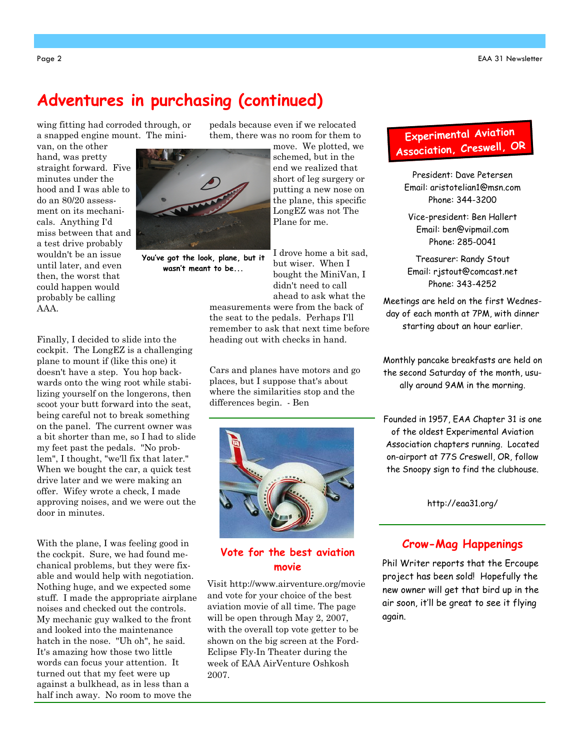# Adventures in purchasing (continued)

wing fitting had corroded through, or a snapped engine mount. The minivan, on the other hand, was pretty straight forward. Five minutes under the hood and I was able to do an 80/20 assessment on its mechanicals. Anything I'd miss between that and a test drive probably wouldn't be an issue until later, and even then, the worst that could happen would probably be calling AAA.

**You've got the look, plane, but it wasn't meant to be...**

Finally, I decided to slide into the cockpit. The LongEZ is a challenging plane to mount if (like this one) it doesn't have a step. You hop backwards onto the wing root while stabilizing yourself on the longerons, then scoot your butt forward into the seat, being careful not to break something on the panel. The current owner was a bit shorter than me, so I had to slide my feet past the pedals. "No problem", I thought, "we'll fix that later." When we bought the car, a quick test drive later and we were making an offer. Wifey wrote a check, I made approving noises, and we were out the door in minutes.

With the plane, I was feeling good in the cockpit. Sure, we had found mechanical problems, but they were fixable and would help with negotiation. Nothing huge, and we expected some stuff. I made the appropriate airplane noises and checked out the controls. My mechanic guy walked to the front and looked into the maintenance hatch in the nose. "Uh oh", he said. It's amazing how those two little words can focus your attention. It turned out that my feet were up against a bulkhead, as in less than a half inch away. No room to move the pedals because even if we relocated them, there was no room for them to move. We plotted, we schemed, but in the end we realized that short of leg surgery or putting a new nose on the plane, this specific LongEZ was not The Plane for me.

I drove home a bit sad, but wiser. When I bought the MiniVan, I didn't need to call ahead to ask what the measurements were from the back of the seat to the pedals. Perhaps I'll remember to ask that next time before heading out with checks in hand.

Cars and planes have motors and go places, but I suppose that's about where the similarities stop and the differences begin. - Ben

## Vote for the best aviation movie

Visit http://www.airventure.org/movie and vote for your choice of the best aviation movie of all time. The page will be open through May 2, 2007, with the overall top vote getter to be shown on the big screen at the Ford-Eclipse Fly-In Theater during the week of EAA AirVenture Oshkosh 2007.

## Experimental Aviation Association, Creswell, OR

President: Dave Petersen
Email: aristotelian1@msn.com
Phone: 344-3200

Vice-president: Ben Hallert
Email: ben@vipmail.com
Phone: 285-0041

Treasurer: Randy Stout
Email: rjstout@comcast.net
Phone: 343-4252

Meetings are held on the first Wednesday of each month at 7PM, with dinner starting about an hour earlier.

Monthly pancake breakfasts are held on the second Saturday of the month, usually around 9AM in the morning.

Founded in 1957, EAA Chapter 31 is one of the oldest Experimental Aviation Association chapters running. Located on-airport at 77S Creswell, OR, follow the Snoopy sign to find the clubhouse.

http://eaa31.org/

## Crow-Mag Happenings

Phil Writer reports that the Ercoupe project has been sold! Hopefully the new owner will get that bird up in the air soon, it'll be great to see it flying again.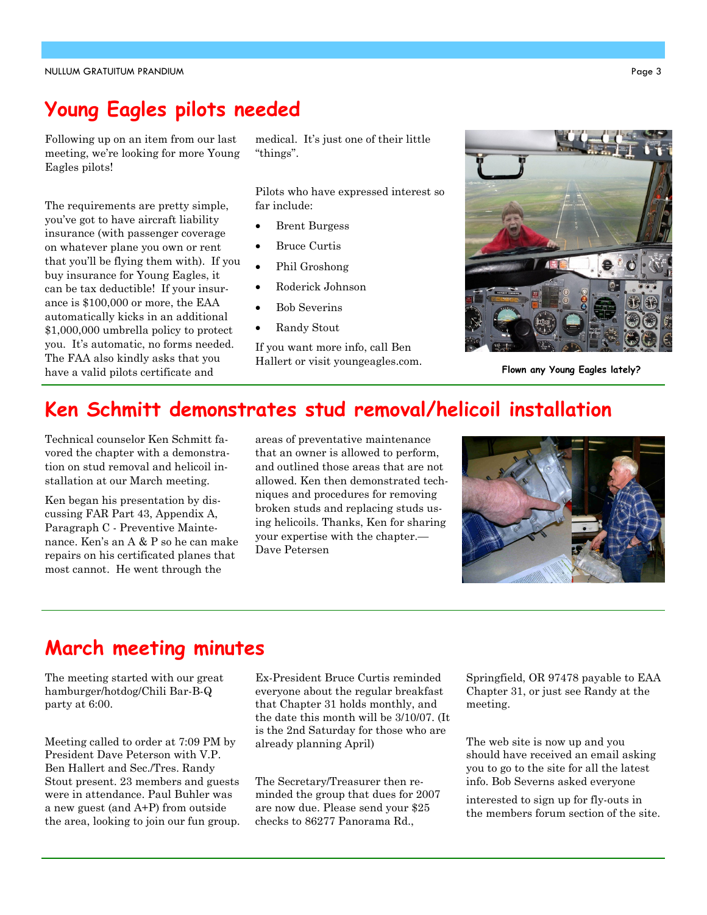## Young Eagles pilots needed

Following up on an item from our last meeting, we're looking for more Young Eagles pilots!

The requirements are pretty simple, you've got to have aircraft liability insurance (with passenger coverage on whatever plane you own or rent that you'll be flying them with). If you buy insurance for Young Eagles, it can be tax deductible! If your insurance is $100,000 or more, the EAA automatically kicks in an additional $1,000,000 umbrella policy to protect you. It's automatic, no forms needed. The FAA also kindly asks that you have a valid pilots certificate and medical. It's just one of their little "things".

Pilots who have expressed interest so far include:

- Brent Burgess
- Bruce Curtis
- Phil Groshong
- Roderick Johnson
- Bob Severins
- Randy Stout

If you want more info, call Ben Hallert or visit youngeagles.com.

**Flown any Young Eagles lately?**

## Ken Schmitt demonstrates stud removal/helicoil installation

Technical counselor Ken Schmitt favored the chapter with a demonstration on stud removal and helicoil installation at our March meeting.

Ken began his presentation by discussing FAR Part 43, Appendix A, Paragraph C - Preventive Maintenance. Ken's an A & P so he can make repairs on his certificated planes that most cannot. He went through the areas of preventative maintenance that an owner is allowed to perform, and outlined those areas that are not allowed. Ken then demonstrated techniques and procedures for removing broken studs and replacing studs using helicoils. Thanks, Ken for sharing your expertise with the chapter.—Dave Petersen

## March meeting minutes

The meeting started with our great hamburger/hotdog/Chili Bar-B-Q party at 6:00.

Meeting called to order at 7:09 PM by President Dave Peterson with V.P. Ben Hallert and Sec./Tres. Randy Stout present. 23 members and guests were in attendance. Paul Buhler was a new guest (and A+P) from outside the area, looking to join our fun group.

Ex-President Bruce Curtis reminded everyone about the regular breakfast that Chapter 31 holds monthly, and the date this month will be 3/10/07. (It is the 2nd Saturday for those who are already planning April)

The Secretary/Treasurer then reminded the group that dues for 2007 are now due. Please send your $25 checks to 86277 Panorama Rd., Springfield, OR 97478 payable to EAA Chapter 31, or just see Randy at the meeting.

The web site is now up and you should have received an email asking you to go to the site for all the latest info. Bob Severns asked everyone interested to sign up for fly-outs in the members forum section of the site.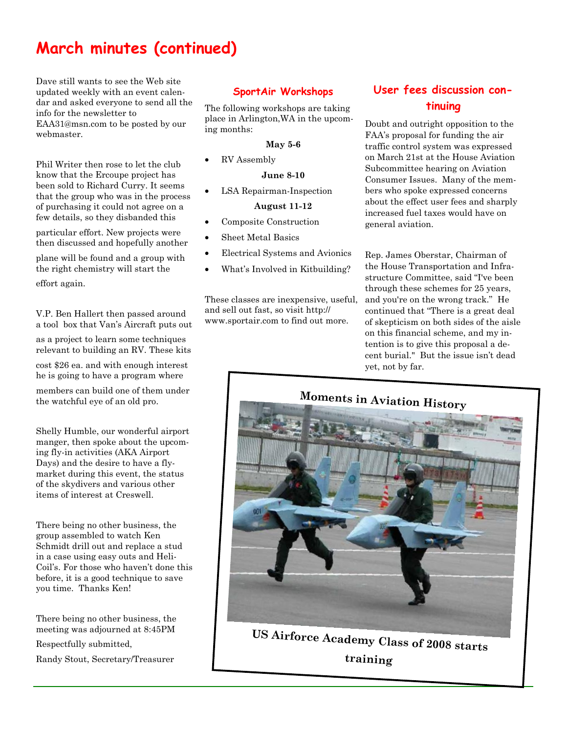# March minutes (continued)

Dave still wants to see the Web site updated weekly with an event calendar and asked everyone to send all the info for the newsletter to EAA31@msn.com to be posted by our webmaster.

Phil Writer then rose to let the club know that the Ercoupe project has been sold to Richard Curry. It seems that the group who was in the process of purchasing it could not agree on a few details, so they disbanded this particular effort. New projects were then discussed and hopefully another plane will be found and a group with the right chemistry will start the effort again.

V.P. Ben Hallert then passed around a tool box that Van's Aircraft puts out as a project to learn some techniques relevant to building an RV. These kits cost $26 ea. and with enough interest he is going to have a program where members can build one of them under the watchful eye of an old pro.

Shelly Humble, our wonderful airport manger, then spoke about the upcoming fly-in activities (AKA Airport Days) and the desire to have a fly-market during this event, the status of the skydivers and various other items of interest at Creswell.

There being no other business, the group assembled to watch Ken Schmidt drill out and replace a stud in a case using easy outs and Heli-Coil's. For those who haven't done this before, it is a good technique to save you time. Thanks Ken!

There being no other business, the meeting was adjourned at 8:45PM

Respectfully submitted,

Randy Stout, Secretary/Treasurer

## SportAir Workshops

The following workshops are taking place in Arlington,WA in the upcoming months:

**May 5-6**

- RV Assembly

**June 8-10**

- LSA Repairman-Inspection

**August 11-12**

- Composite Construction
- Sheet Metal Basics
- Electrical Systems and Avionics
- What's Involved in Kitbuilding?

These classes are inexpensive, useful, and sell out fast, so visit http://www.sportair.com to find out more.

## User fees discussion continuing

Doubt and outright opposition to the FAA's proposal for funding the air traffic control system was expressed on March 21st at the House Aviation Subcommittee hearing on Aviation Consumer Issues. Many of the members who spoke expressed concerns about the effect user fees and sharply increased fuel taxes would have on general aviation.

Rep. James Oberstar, Chairman of the House Transportation and Infrastructure Committee, said "I've been through these schemes for 25 years, and you're on the wrong track." He continued that "There is a great deal of skepticism on both sides of the aisle on this financial scheme, and my intention is to give this proposal a decent burial." But the issue isn't dead yet, not by far.

**Moments in Aviation History**

US Airforce Academy Class of 2008 starts training